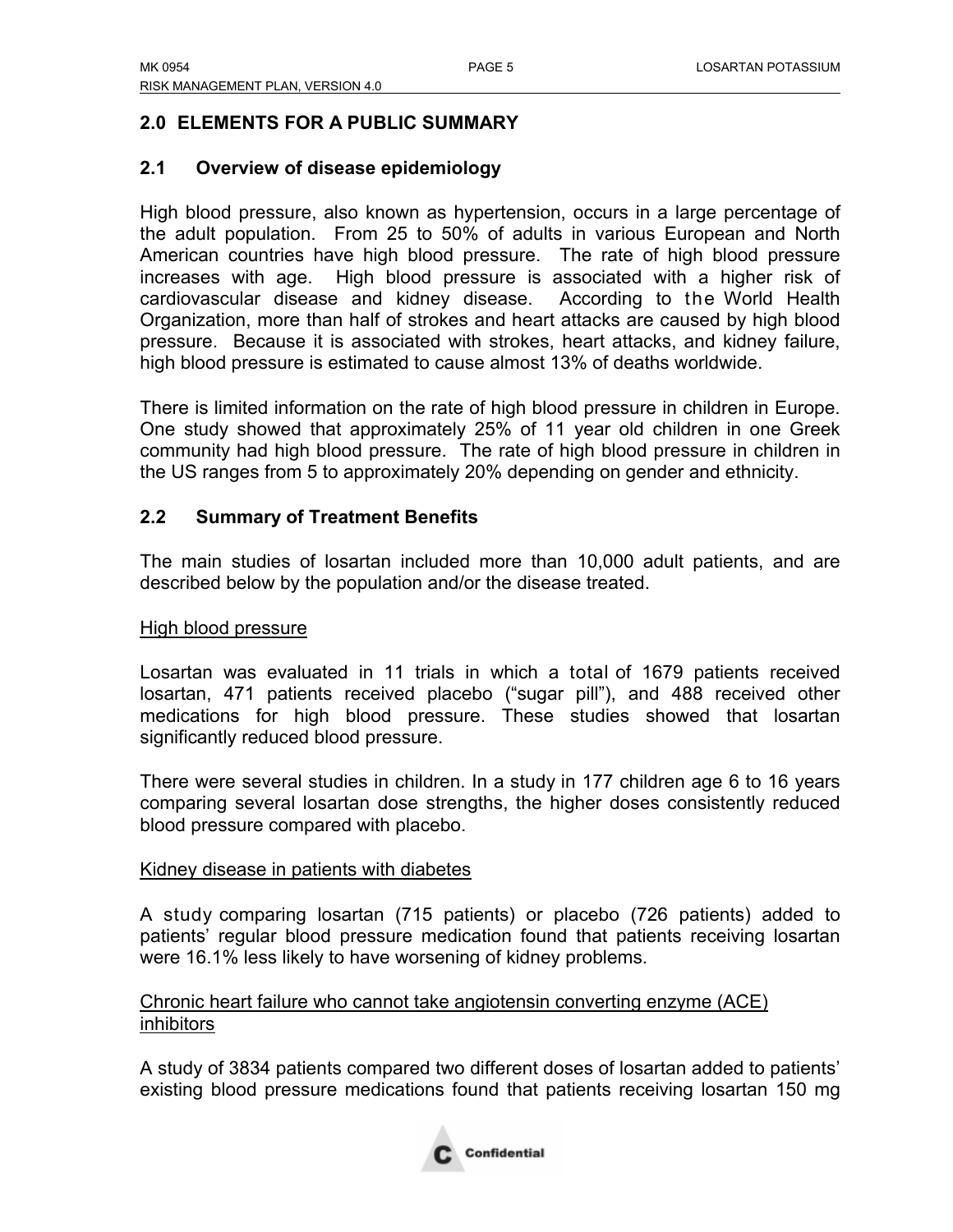## 2.0 ELEMENTS FOR A PUBLIC SUMMARY

### 2.1 Overview of disease epidemiology

High blood pressure, also known as hypertension, occurs in a large percentage of the adult population. From 25 to 50% of adults in various European and North American countries have high blood pressure. The rate of high blood pressure increases with age. High blood pressure is associated with a higher risk of cardiovascular disease and kidney disease. According to the World Health Organization, more than half of strokes and heart attacks are caused by high blood pressure. Because it is associated with strokes, heart attacks, and kidney failure, high blood pressure is estimated to cause almost 13% of deaths worldwide.

There is limited information on the rate of high blood pressure in children in Europe. One study showed that approximately 25% of 11 year old children in one Greek community had high blood pressure. The rate of high blood pressure in children in the US ranges from 5 to approximately 20% depending on gender and ethnicity.

### 2.2 Summary of Treatment Benefits

The main studies of losartan included more than 10,000 adult patients, and are described below by the population and/or the disease treated.

High blood pressure

Losartan was evaluated in 11 trials in which a total of 1679 patients received losartan, 471 patients received placebo ("sugar pill"), and 488 received other medications for high blood pressure. These studies showed that losartan significantly reduced blood pressure.

There were several studies in children. In a study in 177 children age 6 to 16 years comparing several losartan dose strengths, the higher doses consistently reduced blood pressure compared with placebo.

Kidney disease in patients with diabetes

A study comparing losartan (715 patients) or placebo (726 patients) added to patients' regular blood pressure medication found that patients receiving losartan were 16.1% less likely to have worsening of kidney problems.

Chronic heart failure who cannot take angiotensin converting enzyme (ACE) inhibitors

A study of 3834 patients compared two different doses of losartan added to patients' existing blood pressure medications found that patients receiving losartan 150 mg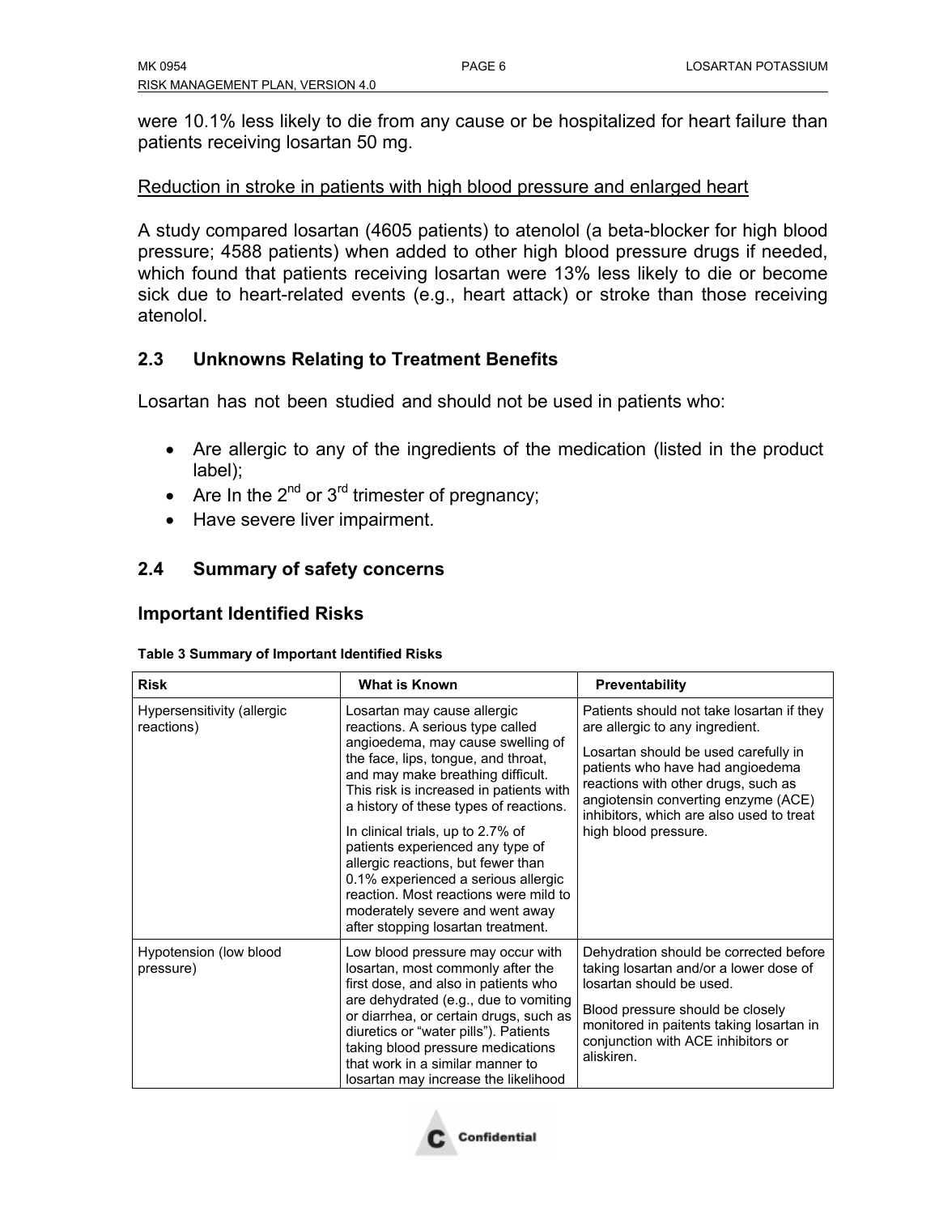were 10.1% less likely to die from any cause or be hospitalized for heart failure than patients receiving losartan 50 mg.

<u>Reduction in stroke in patients with high blood pressure and enlarged heart</u>

A study compared losartan (4605 patients) to atenolol (a beta-blocker for high blood pressure; 4588 patients) when added to other high blood pressure drugs if needed, which found that patients receiving losartan were 13% less likely to die or become sick due to heart-related events (e.g., heart attack) or stroke than those receiving atenolol.

## 2.3 Unknowns Relating to Treatment Benefits

Losartan has not been studied and should not be used in patients who:

- Are allergic to any of the ingredients of the medication (listed in the product label);
- Are In the 2nd or 3rd trimester of pregnancy;
- Have severe liver impairment.

## 2.4 Summary of safety concerns

### Important Identified Risks

**Table 3 Summary of Important Identified Risks**

| Risk | What is Known | Preventability |
|---|---|---|
| Hypersensitivity (allergic reactions) | Losartan may cause allergic reactions. A serious type called angioedema, may cause swelling of the face, lips, tongue, and throat, and may make breathing difficult. This risk is increased in patients with a history of these types of reactions.<br><br>In clinical trials, up to 2.7% of patients experienced any type of allergic reactions, but fewer than 0.1% experienced a serious allergic reaction. Most reactions were mild to moderately severe and went away after stopping losartan treatment. | Patients should not take losartan if they are allergic to any ingredient.<br><br>Losartan should be used carefully in patients who have had angioedema reactions with other drugs, such as angiotensin converting enzyme (ACE) inhibitors, which are also used to treat high blood pressure. |
| Hypotension (low blood pressure) | Low blood pressure may occur with losartan, most commonly after the first dose, and also in patients who are dehydrated (e.g., due to vomiting or diarrhea, or certain drugs, such as diuretics or "water pills"). Patients taking blood pressure medications that work in a similar manner to losartan may increase the likelihood | Dehydration should be corrected before taking losartan and/or a lower dose of losartan should be used.<br><br>Blood pressure should be closely monitored in paitents taking losartan in conjunction with ACE inhibitors or aliskiren. |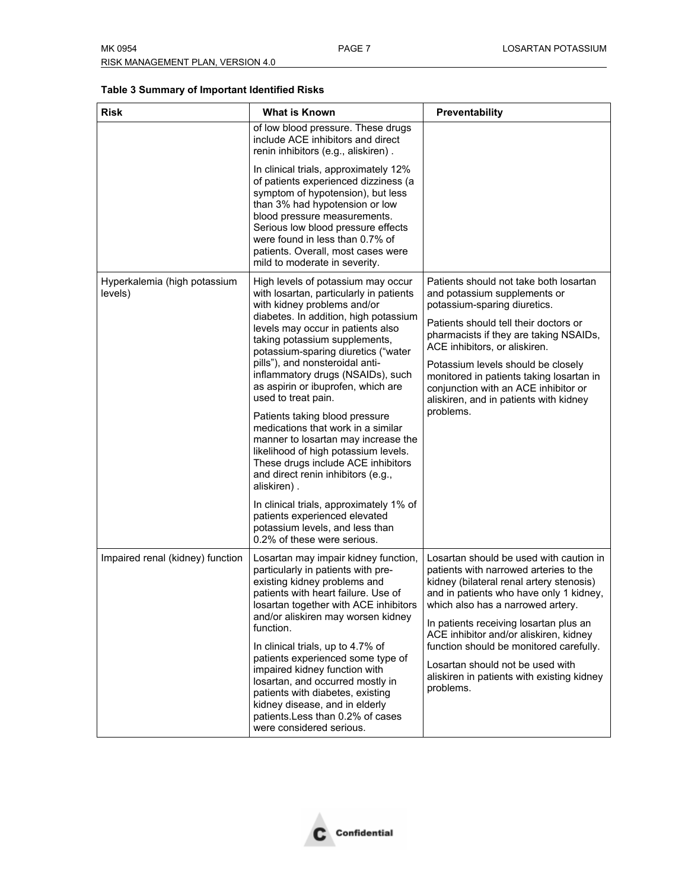**Table 3 Summary of Important Identified Risks**

| Risk | What is Known | Preventability |
|---|---|---|
| | of low blood pressure. These drugs include ACE inhibitors and direct renin inhibitors (e.g., aliskiren) .<br><br>In clinical trials, approximately 12% of patients experienced dizziness (a symptom of hypotension), but less than 3% had hypotension or low blood pressure measurements. Serious low blood pressure effects were found in less than 0.7% of patients. Overall, most cases were mild to moderate in severity. | |
| Hyperkalemia (high potassium levels) | High levels of potassium may occur with losartan, particularly in patients with kidney problems and/or diabetes. In addition, high potassium levels may occur in patients also taking potassium supplements, potassium-sparing diuretics ("water pills"), and nonsteroidal anti-inflammatory drugs (NSAIDs), such as aspirin or ibuprofen, which are used to treat pain.<br><br>Patients taking blood pressure medications that work in a similar manner to losartan may increase the likelihood of high potassium levels. These drugs include ACE inhibitors and direct renin inhibitors (e.g., aliskiren) .<br><br>In clinical trials, approximately 1% of patients experienced elevated potassium levels, and less than 0.2% of these were serious. | Patients should not take both losartan and potassium supplements or potassium-sparing diuretics.<br><br>Patients should tell their doctors or pharmacists if they are taking NSAIDs, ACE inhibitors, or aliskiren.<br><br>Potassium levels should be closely monitored in patients taking losartan in conjunction with an ACE inhibitor or aliskiren, and in patients with kidney problems. |
| Impaired renal (kidney) function | Losartan may impair kidney function, particularly in patients with pre-existing kidney problems and patients with heart failure. Use of losartan together with ACE inhibitors and/or aliskiren may worsen kidney function.<br><br>In clinical trials, up to 4.7% of patients experienced some type of impaired kidney function with losartan, and occurred mostly in patients with diabetes, existing kidney disease, and in elderly patients.Less than 0.2% of cases were considered serious. | Losartan should be used with caution in patients with narrowed arteries to the kidney (bilateral renal artery stenosis) and in patients who have only 1 kidney, which also has a narrowed artery.<br><br>In patients receiving losartan plus an ACE inhibitor and/or aliskiren, kidney function should be monitored carefully.<br><br>Losartan should not be used with aliskiren in patients with existing kidney problems. |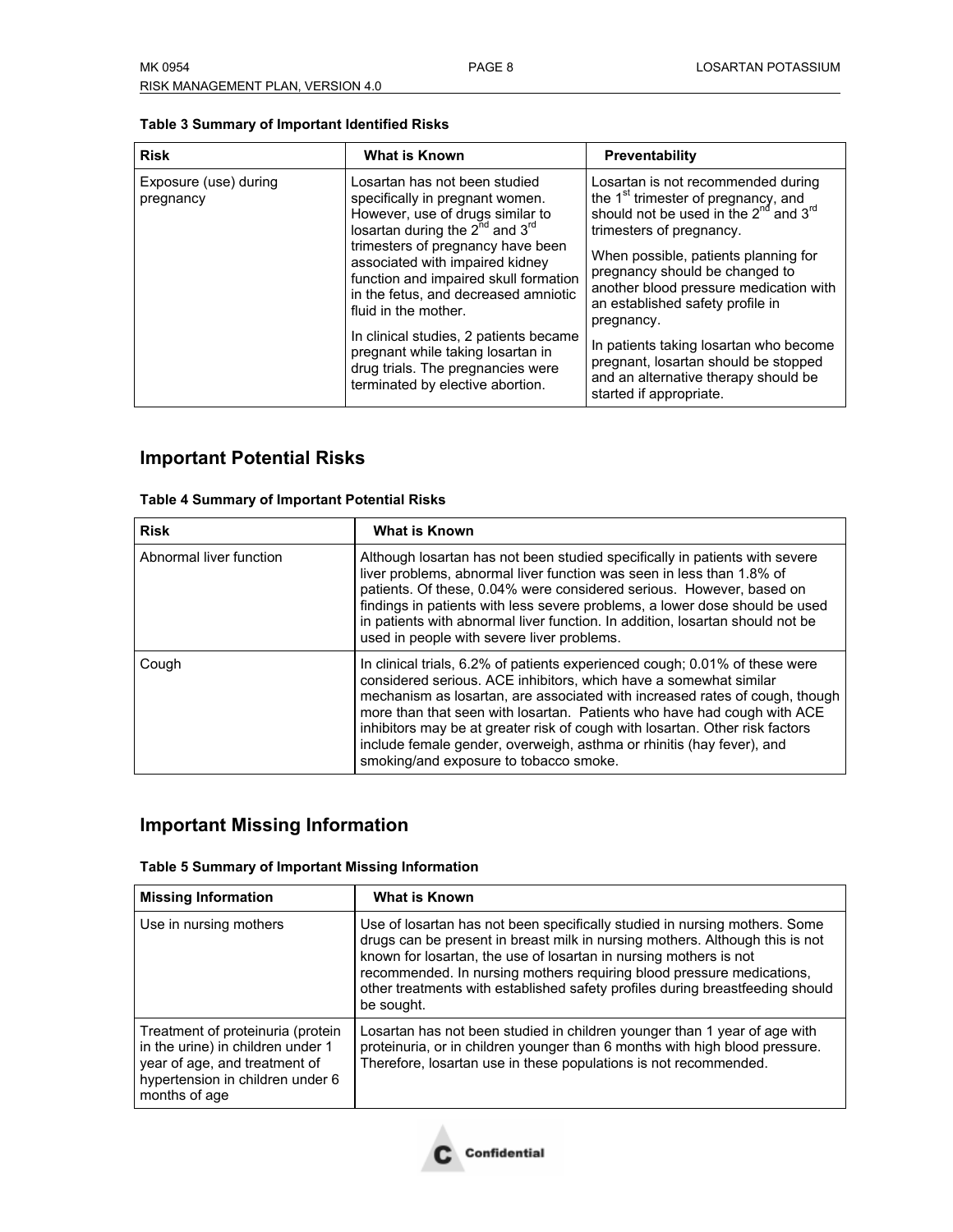**Table 3 Summary of Important Identified Risks**

| Risk | What is Known | Preventability |
|---|---|---|
| Exposure (use) during pregnancy | Losartan has not been studied specifically in pregnant women. However, use of drugs similar to losartan during the 2nd and 3rd trimesters of pregnancy have been associated with impaired kidney function and impaired skull formation in the fetus, and decreased amniotic fluid in the mother.<br><br>In clinical studies, 2 patients became pregnant while taking losartan in drug trials. The pregnancies were terminated by elective abortion. | Losartan is not recommended during the 1st trimester of pregnancy, and should not be used in the 2nd and 3rd trimesters of pregnancy.<br><br>When possible, patients planning for pregnancy should be changed to another blood pressure medication with an established safety profile in pregnancy.<br><br>In patients taking losartan who become pregnant, losartan should be stopped and an alternative therapy should be started if appropriate. |

## Important Potential Risks

**Table 4 Summary of Important Potential Risks**

| Risk | What is Known |
|---|---|
| Abnormal liver function | Although losartan has not been studied specifically in patients with severe liver problems, abnormal liver function was seen in less than 1.8% of patients. Of these, 0.04% were considered serious. However, based on findings in patients with less severe problems, a lower dose should be used in patients with abnormal liver function. In addition, losartan should not be used in people with severe liver problems. |
| Cough | In clinical trials, 6.2% of patients experienced cough; 0.01% of these were considered serious. ACE inhibitors, which have a somewhat similar mechanism as losartan, are associated with increased rates of cough, though more than that seen with losartan. Patients who have had cough with ACE inhibitors may be at greater risk of cough with losartan. Other risk factors include female gender, overweigh, asthma or rhinitis (hay fever), and smoking/and exposure to tobacco smoke. |

## Important Missing Information

**Table 5 Summary of Important Missing Information**

| Missing Information | What is Known |
|---|---|
| Use in nursing mothers | Use of losartan has not been specifically studied in nursing mothers. Some drugs can be present in breast milk in nursing mothers. Although this is not known for losartan, the use of losartan in nursing mothers is not recommended. In nursing mothers requiring blood pressure medications, other treatments with established safety profiles during breastfeeding should be sought. |
| Treatment of proteinuria (protein in the urine) in children under 1 year of age, and treatment of hypertension in children under 6 months of age | Losartan has not been studied in children younger than 1 year of age with proteinuria, or in children younger than 6 months with high blood pressure. Therefore, losartan use in these populations is not recommended. |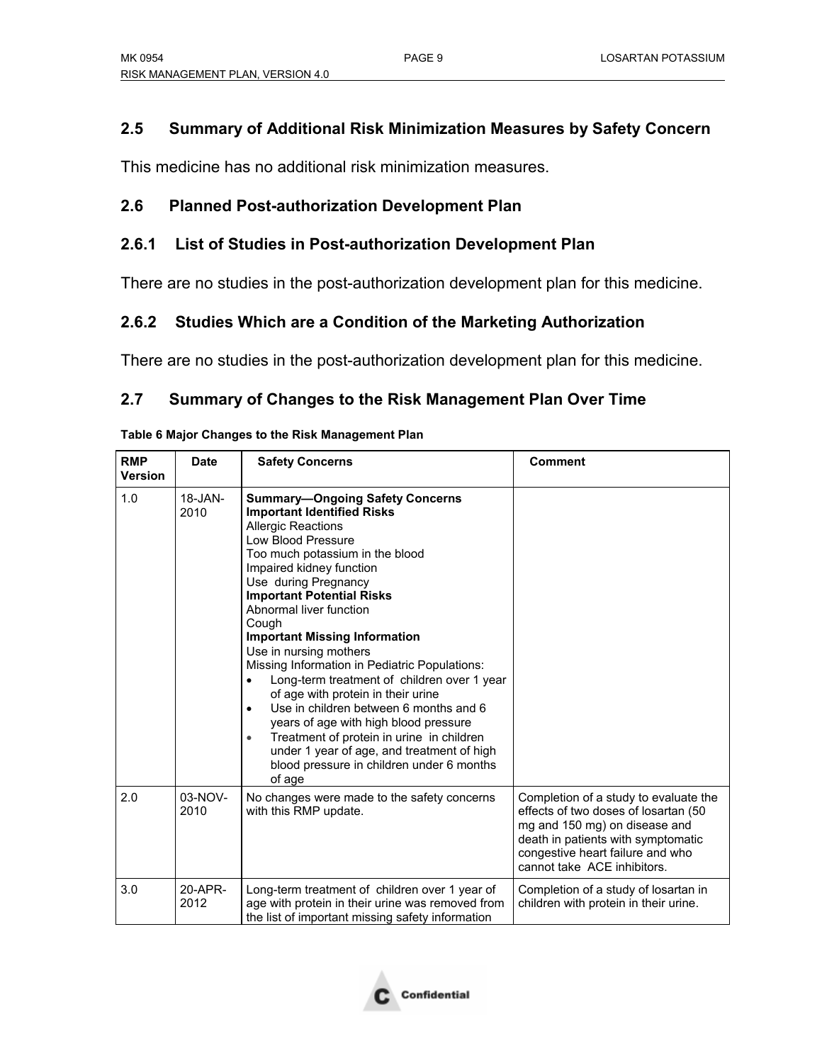## 2.5 Summary of Additional Risk Minimization Measures by Safety Concern

This medicine has no additional risk minimization measures.

## 2.6 Planned Post-authorization Development Plan

### 2.6.1 List of Studies in Post-authorization Development Plan

There are no studies in the post-authorization development plan for this medicine.

### 2.6.2 Studies Which are a Condition of the Marketing Authorization

There are no studies in the post-authorization development plan for this medicine.

## 2.7 Summary of Changes to the Risk Management Plan Over Time

**Table 6 Major Changes to the Risk Management Plan**

| RMP Version | Date | Safety Concerns | Comment |
|---|---|---|---|
| 1.0 | 18-JAN-2010 | **Summary—Ongoing Safety Concerns**<br>**Important Identified Risks**<br>Allergic Reactions<br>Low Blood Pressure<br>Too much potassium in the blood<br>Impaired kidney function<br>Use during Pregnancy<br>**Important Potential Risks**<br>Abnormal liver function<br>Cough<br>**Important Missing Information**<br>Use in nursing mothers<br>Missing Information in Pediatric Populations:<br>• Long-term treatment of children over 1 year of age with protein in their urine<br>• Use in children between 6 months and 6 years of age with high blood pressure<br>• Treatment of protein in urine in children under 1 year of age, and treatment of high blood pressure in children under 6 months of age | |
| 2.0 | 03-NOV-2010 | No changes were made to the safety concerns with this RMP update. | Completion of a study to evaluate the effects of two doses of losartan (50 mg and 150 mg) on disease and death in patients with symptomatic congestive heart failure and who cannot take ACE inhibitors. |
| 3.0 | 20-APR-2012 | Long-term treatment of children over 1 year of age with protein in their urine was removed from the list of important missing safety information | Completion of a study of losartan in children with protein in their urine. |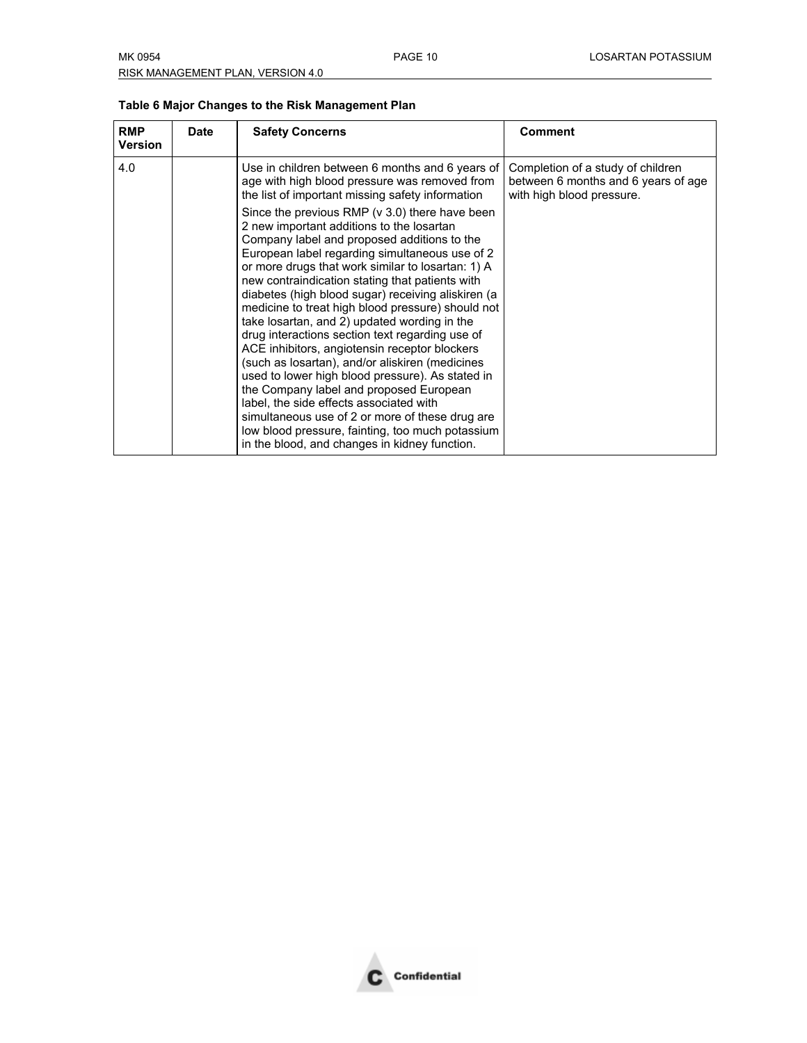**Table 6 Major Changes to the Risk Management Plan**

| RMP Version | Date | Safety Concerns | Comment |
|---|---|---|---|
| 4.0 | | Use in children between 6 months and 6 years of age with high blood pressure was removed from the list of important missing safety information<br><br>Since the previous RMP (v 3.0) there have been 2 new important additions to the losartan Company label and proposed additions to the European label regarding simultaneous use of 2 or more drugs that work similar to losartan: 1) A new contraindication stating that patients with diabetes (high blood sugar) receiving aliskiren (a medicine to treat high blood pressure) should not take losartan, and 2) updated wording in the drug interactions section text regarding use of ACE inhibitors, angiotensin receptor blockers (such as losartan), and/or aliskiren (medicines used to lower high blood pressure). As stated in the Company label and proposed European label, the side effects associated with simultaneous use of 2 or more of these drug are low blood pressure, fainting, too much potassium in the blood, and changes in kidney function. | Completion of a study of children between 6 months and 6 years of age with high blood pressure. |